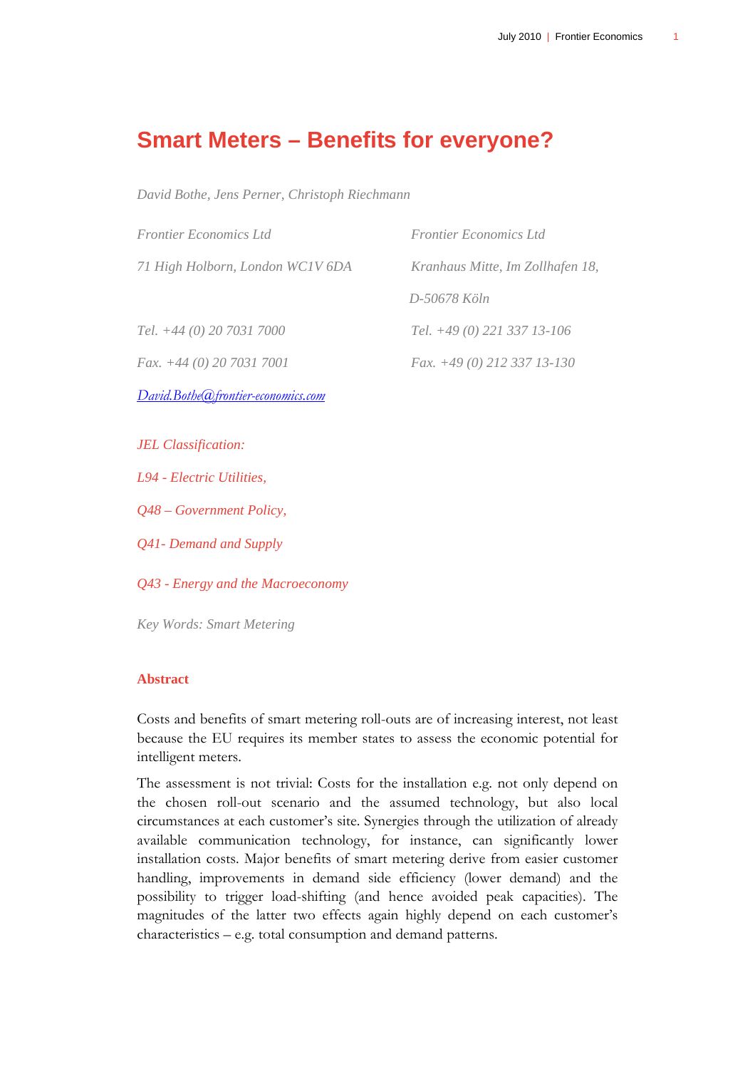# Smart Meters – Benefits for everyone?

*David Bothe, Jens Perner, Christoph Riechmann*

*Frontier Economics Ltd*

*71 High Holborn, London WC1V 6DA*

*Tel. +44 (0) 20 7031 7000*

*Fax. +44 (0) 20 7031 7001*

*David.Bothe@frontier-economics.com*

*Frontier Economics Ltd*

*Kranhaus Mitte, Im Zollhafen 18,*

*D-50678 Köln*

*Tel. +49 (0) 221 337 13-106*

*Fax. +49 (0) 212 337 13-130*

*JEL Classification:*

*L94 - Electric Utilities,*

*Q48 – Government Policy,*

*Q41- Demand and Supply*

*Q43 - Energy and the Macroeconomy*

*Key Words: Smart Metering*

## Abstract

Costs and benefits of smart metering roll-outs are of increasing interest, not least because the EU requires its member states to assess the economic potential for intelligent meters.

The assessment is not trivial: Costs for the installation e.g. not only depend on the chosen roll-out scenario and the assumed technology, but also local circumstances at each customer's site. Synergies through the utilization of already available communication technology, for instance, can significantly lower installation costs. Major benefits of smart metering derive from easier customer handling, improvements in demand side efficiency (lower demand) and the possibility to trigger load-shifting (and hence avoided peak capacities). The magnitudes of the latter two effects again highly depend on each customer's characteristics – e.g. total consumption and demand patterns.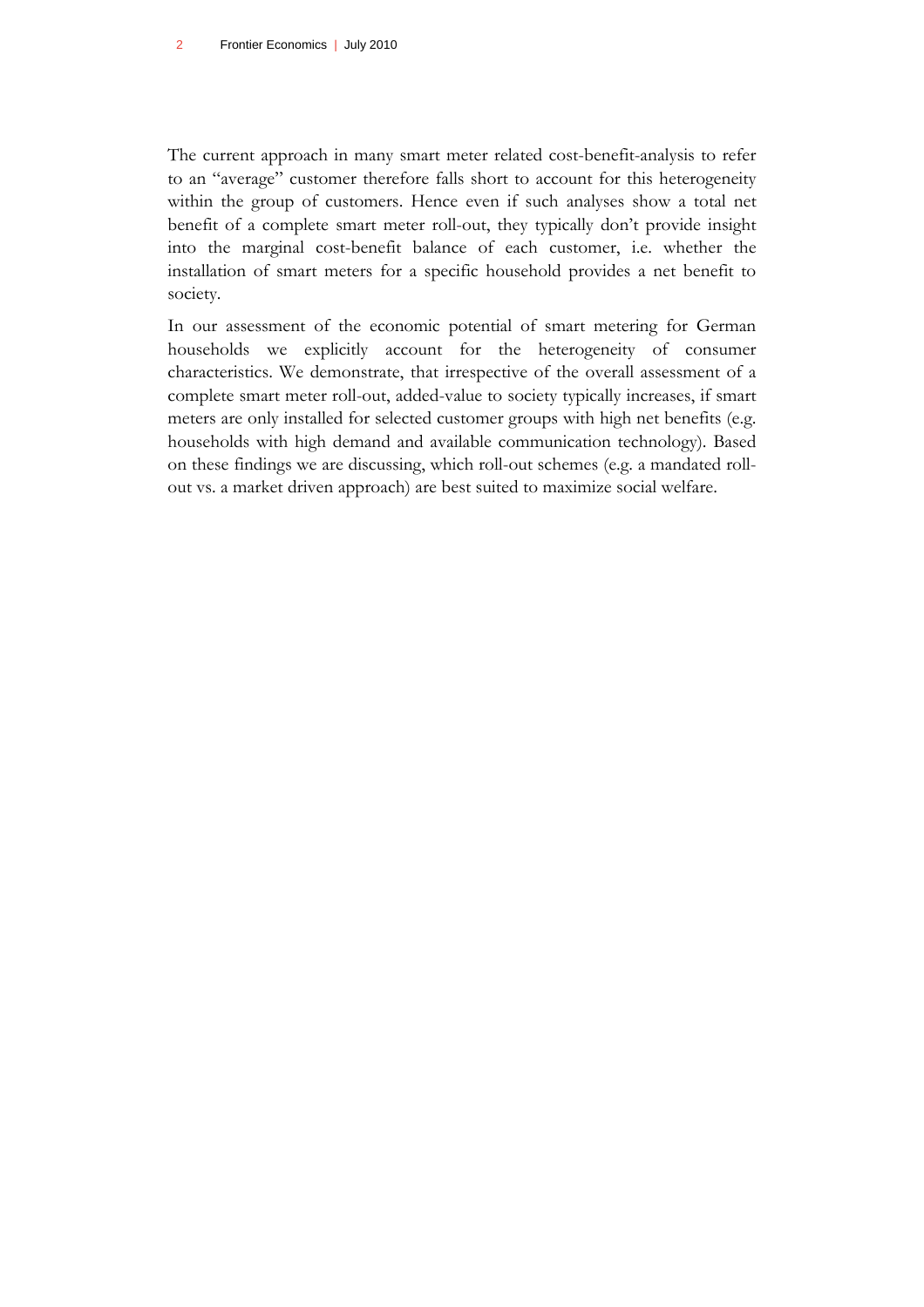The current approach in many smart meter related cost-benefit-analysis to refer to an "average" customer therefore falls short to account for this heterogeneity within the group of customers. Hence even if such analyses show a total net benefit of a complete smart meter roll-out, they typically don't provide insight into the marginal cost-benefit balance of each customer, i.e. whether the installation of smart meters for a specific household provides a net benefit to society.

In our assessment of the economic potential of smart metering for German households we explicitly account for the heterogeneity of consumer characteristics. We demonstrate, that irrespective of the overall assessment of a complete smart meter roll-out, added-value to society typically increases, if smart meters are only installed for selected customer groups with high net benefits (e.g. households with high demand and available communication technology). Based on these findings we are discussing, which roll-out schemes (e.g. a mandated roll-out vs. a market driven approach) are best suited to maximize social welfare.